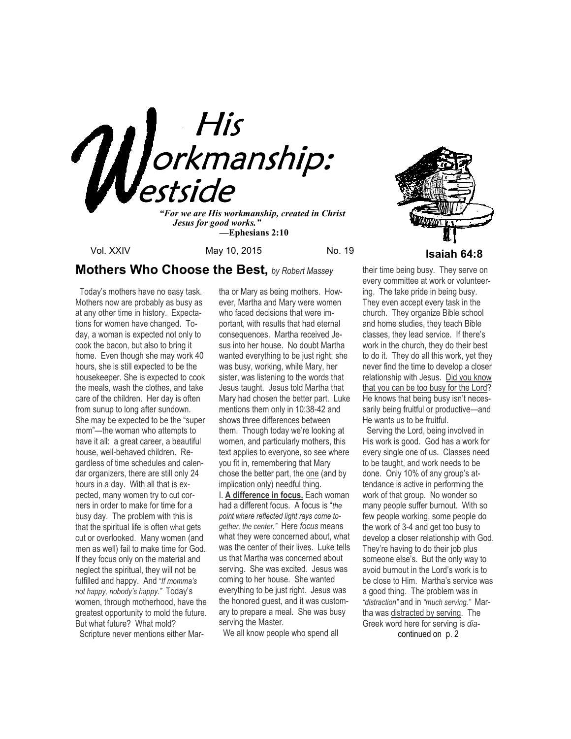# His Workmanship: Westside

***"For we are His workmanship, created in Christ Jesus for good works."***
**—Ephesians 2:10**

Vol. XXIV May 10, 2015 No. 19

**Isaiah 64:8**

## Mothers Who Choose the Best, *by Robert Massey*

Today's mothers have no easy task. Mothers now are probably as busy as at any other time in history. Expectations for women have changed. Today, a woman is expected not only to cook the bacon, but also to bring it home. Even though she may work 40 hours, she is still expected to be the housekeeper. She is expected to cook the meals, wash the clothes, and take care of the children. Her day is often from sunup to long after sundown. She may be expected to be the "super mom"—the woman who attempts to have it all: a great career, a beautiful house, well-behaved children. Regardless of time schedules and calendar organizers, there are still only 24 hours in a day. With all that is expected, many women try to cut corners in order to make for time for a busy day. The problem with this is that the spiritual life is often what gets cut or overlooked. Many women (and men as well) fail to make time for God. If they focus only on the material and neglect the spiritual, they will not be fulfilled and happy. And "*If momma's not happy, nobody's happy.*" Today's women, through motherhood, have the greatest opportunity to mold the future. But what future? What mold?

Scripture never mentions either Martha or Mary as being mothers. However, Martha and Mary were women who faced decisions that were important, with results that had eternal consequences. Martha received Jesus into her house. No doubt Martha wanted everything to be just right; she was busy, working, while Mary, her sister, was listening to the words that Jesus taught. Jesus told Martha that Mary had chosen the better part. Luke mentions them only in 10:38-42 and shows three differences between them. Though today we're looking at women, and particularly mothers, this text applies to everyone, so see where you fit in, remembering that Mary chose the better part, the one (and by implication only) needful thing.

I. **A difference in focus.** Each woman had a different focus. A focus is "*the point where reflected light rays come together, the center.*" Here *focus* means what they were concerned about, what was the center of their lives. Luke tells us that Martha was concerned about serving. She was excited. Jesus was coming to her house. She wanted everything to be just right. Jesus was the honored guest, and it was customary to prepare a meal. She was busy serving the Master.

We all know people who spend all their time being busy. They serve on every committee at work or volunteering. The take pride in being busy. They even accept every task in the church. They organize Bible school and home studies, they teach Bible classes, they lead service. If there's work in the church, they do their best to do it. They do all this work, yet they never find the time to develop a closer relationship with Jesus. Did you know that you can be too busy for the Lord? He knows that being busy isn't necessarily being fruitful or productive—and He wants us to be fruitful.

Serving the Lord, being involved in His work is good. God has a work for every single one of us. Classes need to be taught, and work needs to be done. Only 10% of any group's attendance is active in performing the work of that group. No wonder so many people suffer burnout. With so few people working, some people do the work of 3-4 and get too busy to develop a closer relationship with God. They're having to do their job plus someone else's. But the only way to avoid burnout in the Lord's work is to be close to Him. Martha's service was a good thing. The problem was in *"distraction"* and in *"much serving."* Martha was distracted by serving. The Greek word here for serving is *dia-*

continued on p. 2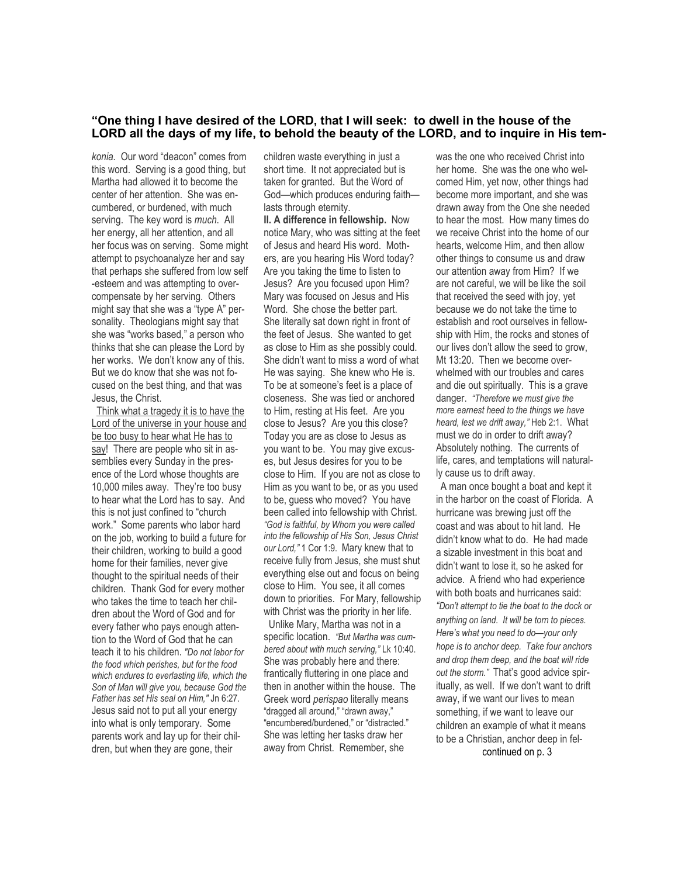**"One thing I have desired of the LORD, that I will seek: to dwell in the house of the LORD all the days of my life, to behold the beauty of the LORD, and to inquire in His tem-**

*konia.* Our word "deacon" comes from this word. Serving is a good thing, but Martha had allowed it to become the center of her attention. She was encumbered, or burdened, with much serving. The key word is *much.* All her energy, all her attention, and all her focus was on serving. Some might attempt to psychoanalyze her and say that perhaps she suffered from low self-esteem and was attempting to overcompensate by her serving. Others might say that she was a "type A" personality. Theologians might say that she was "works based," a person who thinks that she can please the Lord by her works. We don't know any of this. But we do know that she was not focused on the best thing, and that was Jesus, the Christ.

Think what a tragedy it is to have the Lord of the universe in your house and be too busy to hear what He has to say! There are people who sit in assemblies every Sunday in the presence of the Lord whose thoughts are 10,000 miles away. They're too busy to hear what the Lord has to say. And this is not just confined to "church work." Some parents who labor hard on the job, working to build a future for their children, working to build a good home for their families, never give thought to the spiritual needs of their children. Thank God for every mother who takes the time to teach her children about the Word of God and for every father who pays enough attention to the Word of God that he can teach it to his children. *"Do not labor for the food which perishes, but for the food which endures to everlasting life, which the Son of Man will give you, because God the Father has set His seal on Him,"* Jn 6:27. Jesus said not to put all your energy into what is only temporary. Some parents work and lay up for their children, but when they are gone, their children waste everything in just a short time. It not appreciated but is taken for granted. But the Word of God—which produces enduring faith—lasts through eternity.

**II. A difference in fellowship.** Now notice Mary, who was sitting at the feet of Jesus and heard His word. Mothers, are you hearing His Word today? Are you taking the time to listen to Jesus? Are you focused upon Him? Mary was focused on Jesus and His Word. She chose the better part. She literally sat down right in front of the feet of Jesus. She wanted to get as close to Him as she possibly could. She didn't want to miss a word of what He was saying. She knew who He is. To be at someone's feet is a place of closeness. She was tied or anchored to Him, resting at His feet. Are you close to Jesus? Are you this close? Today you are as close to Jesus as you want to be. You may give excuses, but Jesus desires for you to be close to Him. If you are not as close to Him as you want to be, or as you used to be, guess who moved? You have been called into fellowship with Christ. *"God is faithful, by Whom you were called into the fellowship of His Son, Jesus Christ our Lord,"* 1 Cor 1:9. Mary knew that to receive fully from Jesus, she must shut everything else out and focus on being close to Him. You see, it all comes down to priorities. For Mary, fellowship with Christ was the priority in her life.

Unlike Mary, Martha was not in a specific location. *"But Martha was cumbered about with much serving,"* Lk 10:40. She was probably here and there: frantically fluttering in one place and then in another within the house. The Greek word *perispao* literally means "dragged all around," "drawn away," "encumbered/burdened," or "distracted." She was letting her tasks draw her away from Christ. Remember, she was the one who received Christ into her home. She was the one who welcomed Him, yet now, other things had become more important, and she was drawn away from the One she needed to hear the most. How many times do we receive Christ into the home of our hearts, welcome Him, and then allow other things to consume us and draw our attention away from Him? If we are not careful, we will be like the soil that received the seed with joy, yet because we do not take the time to establish and root ourselves in fellowship with Him, the rocks and stones of our lives don't allow the seed to grow, Mt 13:20. Then we become overwhelmed with our troubles and cares and die out spiritually. This is a grave danger. *"Therefore we must give the more earnest heed to the things we have heard, lest we drift away,"* Heb 2:1. What must we do in order to drift away? Absolutely nothing. The currents of life, cares, and temptations will naturally cause us to drift away.

A man once bought a boat and kept it in the harbor on the coast of Florida. A hurricane was brewing just off the coast and was about to hit land. He didn't know what to do. He had made a sizable investment in this boat and didn't want to lose it, so he asked for advice. A friend who had experience with both boats and hurricanes said: *"Don't attempt to tie the boat to the dock or anything on land. It will be torn to pieces. Here's what you need to do—your only hope is to anchor deep. Take four anchors and drop them deep, and the boat will ride out the storm."* That's good advice spiritually, as well. If we don't want to drift away, if we want our lives to mean something, if we want to leave our children an example of what it means to be a Christian, anchor deep in fel-

continued on p. 3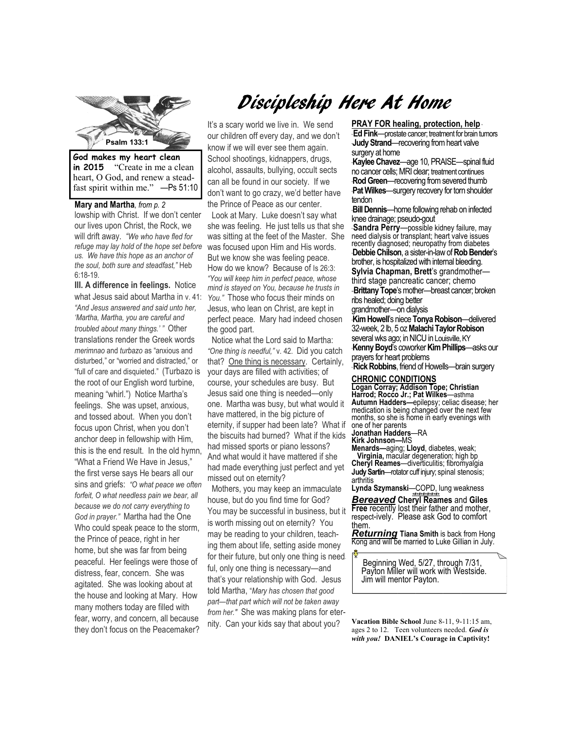# Discipleship Here At Home

Psalm 133:1

**God makes my heart clean in 2015** "Create in me a clean heart, O God, and renew a steadfast spirit within me." —Ps 51:10

**Mary and Martha***, from p. 2*

lowship with Christ. If we don't center our lives upon Christ, the Rock, we will drift away. *"We who have fled for refuge may lay hold of the hope set before us. We have this hope as an anchor of the soul, both sure and steadfast,"* Heb 6:18-19.

**III. A difference in feelings.** Notice what Jesus said about Martha in v. 41: *"And Jesus answered and said unto her, 'Martha, Martha, you are careful and troubled about many things.' "* Other translations render the Greek words *merimnao* and *turbazo* as "anxious and disturbed," or "worried and distracted," or "full of care and disquieted." (Turbazo is the root of our English word turbine, meaning "whirl.") Notice Martha's feelings. She was upset, anxious, and tossed about. When you don't focus upon Christ, when you don't anchor deep in fellowship with Him, this is the end result. In the old hymn, "What a Friend We Have in Jesus," the first verse says He bears all our sins and griefs: *"O what peace we often forfeit, O what needless pain we bear, all because we do not carry everything to God in prayer."* Martha had the One Who could speak peace to the storm, the Prince of peace, right in her home, but she was far from being peaceful. Her feelings were those of distress, fear, concern. She was agitated. She was looking about at the house and looking at Mary. How many mothers today are filled with fear, worry, and concern, all because they don't focus on the Peacemaker?

It's a scary world we live in. We send our children off every day, and we don't know if we will ever see them again. School shootings, kidnappers, drugs, alcohol, assaults, bullying, occult sects can all be found in our society. If we don't want to go crazy, we'd better have the Prince of Peace as our center.

Look at Mary. Luke doesn't say what she was feeling. He just tells us that she was sitting at the feet of the Master. She was focused upon Him and His words. But we know she was feeling peace. How do we know? Because of Is 26:3: *"You will keep him in perfect peace, whose mind is stayed on You, because he trusts in You."* Those who focus their minds on Jesus, who lean on Christ, are kept in perfect peace. Mary had indeed chosen the good part.

Notice what the Lord said to Martha: *"One thing is needful,"* v. 42. Did you catch that? One thing is necessary. Certainly, your days are filled with activities; of course, your schedules are busy. But Jesus said one thing is needed—only one. Martha was busy, but what would it have mattered, in the big picture of eternity, if supper had been late? What if the biscuits had burned? What if the kids had missed sports or piano lessons? And what would it have mattered if she had made everything just perfect and yet missed out on eternity?

Mothers, you may keep an immaculate house, but do you find time for God? You may be successful in business, but it is worth missing out on eternity? You may be reading to your children, teaching them about life, setting aside money for their future, but only one thing is needful, only one thing is necessary—and that's your relationship with God. Jesus told Martha, *"Mary has chosen that good part—that part which will not be taken away from her."* She was making plans for eternity. Can your kids say that about you?

**PRAY FOR healing, protection, help**

- **Ed Fink**—prostate cancer; treatment for brain tumors
- **Judy Strand**—recovering from heart valve surgery at home
- **Kaylee Chavez**—age 10, PRAISE—spinal fluid no cancer cells; MRI clear; treatment continues
- **Rod Green**—recovering from severed thumb
- **Pat Wilkes**—surgery recovery for torn shoulder tendon
- **Bill Dennis**—home following rehab on infected knee drainage; pseudo-gout
- **Sandra Perry**—possible kidney failure, may need dialysis or transplant; heart valve issues recently diagnosed; neuropathy from diabetes
- **Debbie Chilson**, a sister-in-law of **Rob Bender**'s brother, is hospitalized with internal bleeding.
- **Sylvia Chapman, Brett**'s grandmother—third stage pancreatic cancer; chemo
- **Brittany Tope**'s mother—breast cancer; broken ribs healed; doing better grandmother—on dialysis
- **Kim Howell**'s niece **Tonya Robison**—delivered 32-week, 2 lb, 5 oz **Malachi Taylor Robison** several wks ago; in NICU in Louisville, KY
- **Kenny Boyd**'s coworker **Kim Phillips**—asks our prayers for heart problems
- **Rick Robbins**, friend of Howells—brain surgery

**CHRONIC CONDITIONS**

**Logan Corray; Addison Tope; Christian Harrod; Rocco Jr.; Pat Wilkes**—asthma
**Autumn Hadders—**epilepsy; celiac disease; her medication is being changed over the next few months, so she is home in early evenings with one of her parents
**Jonathan Hadders**—RA
**Kirk Johnson—**MS
**Menards—**aging; **Lloyd**, diabetes, weak; **Virginia,** macular degeneration; high bp
**Cheryl Reames**—diverticulitis; fibromyalgia
**Judy Sartin**—rotator cuff injury; spinal stenosis; arthritis
**Lynda Szymanski**—COPD, lung weakness

***Bereaved*** **Cheryl Reames** and **Giles Free** recently lost their father and mother, respect-ively. Please ask God to comfort them.

***Returning*** **Tiana Smith** is back from Hong Kong and will be married to Luke Gillian in July.

Beginning Wed, 5/27, through 7/31, Payton Miller will work with Westside. Jim will mentor Payton.

**Vacation Bible School** June 8-11, 9-11:15 am, ages 2 to 12. Teen volunteers needed. ***God is with you!*** **DANIEL's Courage in Captivity!**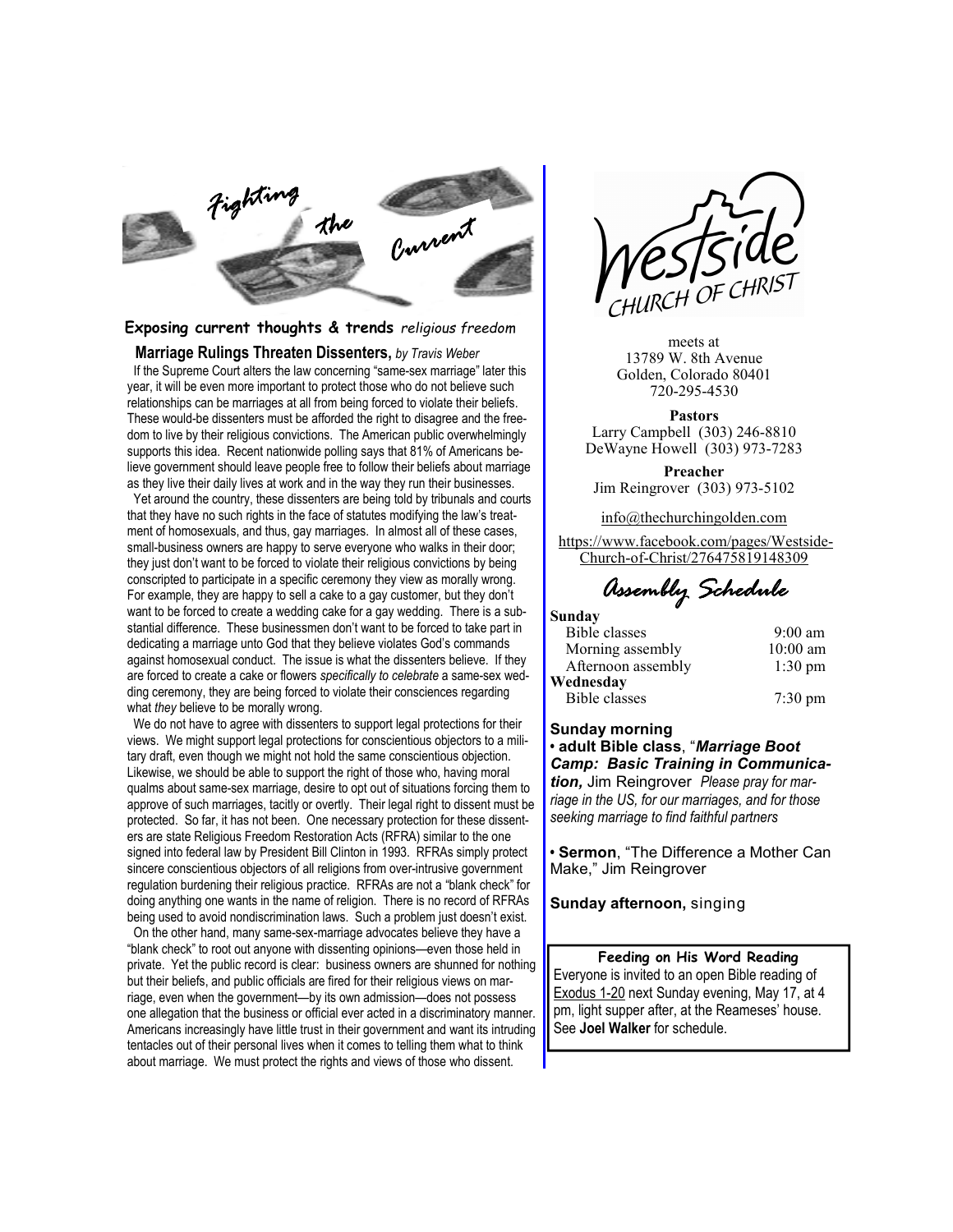*Fighting the Current*

**Exposing current thoughts & trends** *religious freedom*

## Marriage Rulings Threaten Dissenters, *by Travis Weber*

If the Supreme Court alters the law concerning "same-sex marriage" later this year, it will be even more important to protect those who do not believe such relationships can be marriages at all from being forced to violate their beliefs. These would-be dissenters must be afforded the right to disagree and the freedom to live by their religious convictions. The American public overwhelmingly supports this idea. Recent nationwide polling says that 81% of Americans believe government should leave people free to follow their beliefs about marriage as they live their daily lives at work and in the way they run their businesses.

Yet around the country, these dissenters are being told by tribunals and courts that they have no such rights in the face of statutes modifying the law's treatment of homosexuals, and thus, gay marriages. In almost all of these cases, small-business owners are happy to serve everyone who walks in their door; they just don't want to be forced to violate their religious convictions by being conscripted to participate in a specific ceremony they view as morally wrong. For example, they are happy to sell a cake to a gay customer, but they don't want to be forced to create a wedding cake for a gay wedding. There is a substantial difference. These businessmen don't want to be forced to take part in dedicating a marriage unto God that they believe violates God's commands against homosexual conduct. The issue is what the dissenters believe. If they are forced to create a cake or flowers *specifically to celebrate* a same-sex wedding ceremony, they are being forced to violate their consciences regarding what *they* believe to be morally wrong.

We do not have to agree with dissenters to support legal protections for their views. We might support legal protections for conscientious objectors to a military draft, even though we might not hold the same conscientious objection. Likewise, we should be able to support the right of those who, having moral qualms about same-sex marriage, desire to opt out of situations forcing them to approve of such marriages, tacitly or overtly. Their legal right to dissent must be protected. So far, it has not been. One necessary protection for these dissenters are state Religious Freedom Restoration Acts (RFRA) similar to the one signed into federal law by President Bill Clinton in 1993. RFRAs simply protect sincere conscientious objectors of all religions from over-intrusive government regulation burdening their religious practice. RFRAs are not a "blank check" for doing anything one wants in the name of religion. There is no record of RFRAs being used to avoid nondiscrimination laws. Such a problem just doesn't exist.

On the other hand, many same-sex-marriage advocates believe they have a "blank check" to root out anyone with dissenting opinions—even those held in private. Yet the public record is clear: business owners are shunned for nothing but their beliefs, and public officials are fired for their religious views on marriage, even when the government—by its own admission—does not possess one allegation that the business or official ever acted in a discriminatory manner. Americans increasingly have little trust in their government and want its intruding tentacles out of their personal lives when it comes to telling them what to think about marriage. We must protect the rights and views of those who dissent.

# Westside CHURCH OF CHRIST

meets at
13789 W. 8th Avenue
Golden, Colorado 80401
720-295-4530

**Pastors**
Larry Campbell (303) 246-8810
DeWayne Howell (303) 973-7283

**Preacher**
Jim Reingrover (303) 973-5102

info@thechurchingolden.com

https://www.facebook.com/pages/Westside-Church-of-Christ/276475819148309

## Assembly Schedule

| | |
|---|---|
| **Sunday** | |
| Bible classes | 9:00 am |
| Morning assembly | 10:00 am |
| Afternoon assembly | 1:30 pm |
| **Wednesday** | |
| Bible classes | 7:30 pm |

**Sunday morning**

- **adult Bible class**, "***Marriage Boot Camp: Basic Training in Communication,*** Jim Reingrover *Please pray for marriage in the US, for our marriages, and for those seeking marriage to find faithful partners*
- **Sermon**, "The Difference a Mother Can Make," Jim Reingrover

**Sunday afternoon,** singing

**Feeding on His Word Reading**

Everyone is invited to an open Bible reading of Exodus 1-20 next Sunday evening, May 17, at 4 pm, light supper after, at the Reameses' house. See **Joel Walker** for schedule.